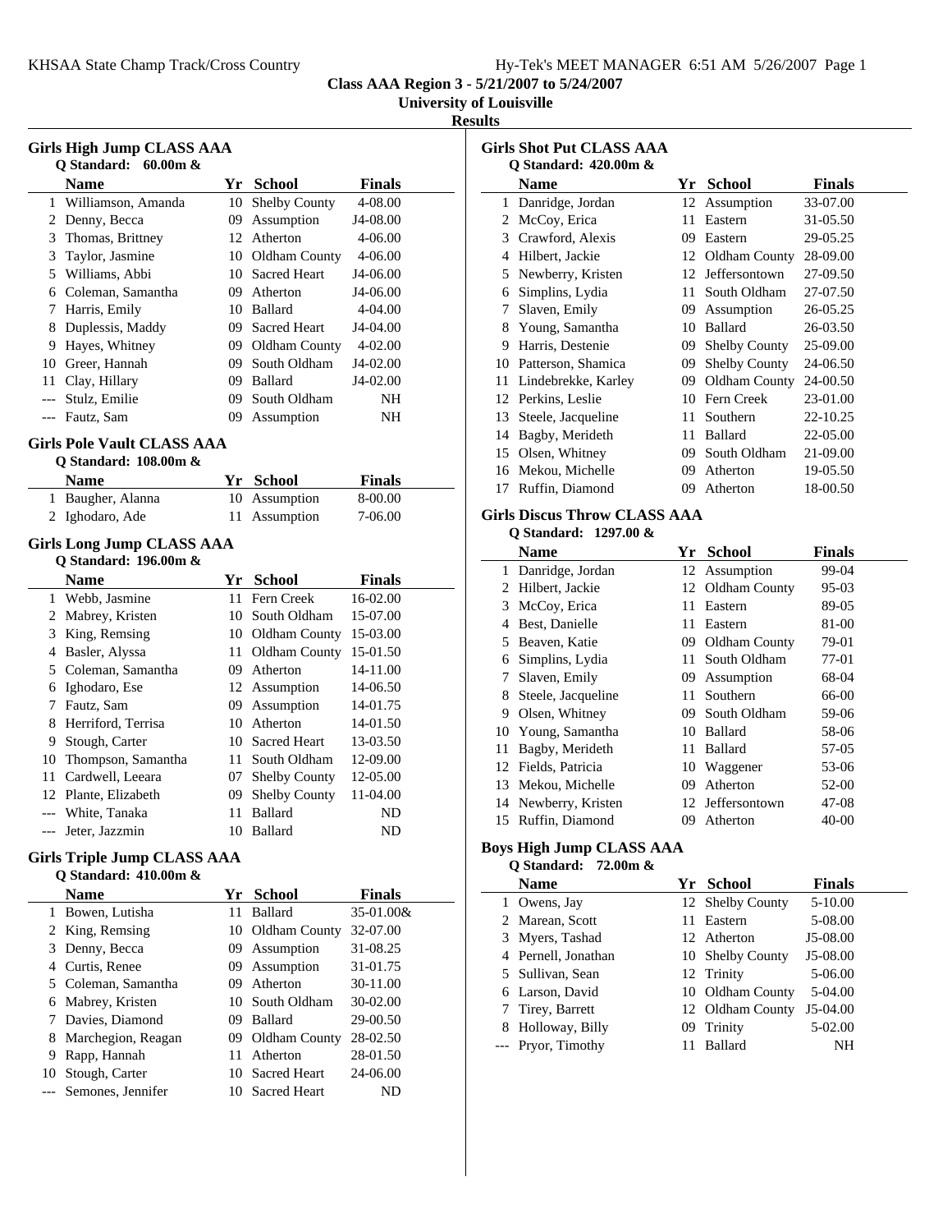## Class AAA Region 3 - 5/21/2007 to 5/24/2007

### University of Louisville

### Results

#### Girls High Jump CLASS AAA

**Q Standard: 60.00m &**

| | Name | Yr | School | Finals |
|---|---|---|---|---|
| 1 | Williamson, Amanda | 10 | Shelby County | 4-08.00 |
| 2 | Denny, Becca | 09 | Assumption | J4-08.00 |
| 3 | Thomas, Brittney | 12 | Atherton | 4-06.00 |
| 3 | Taylor, Jasmine | 10 | Oldham County | 4-06.00 |
| 5 | Williams, Abbi | 10 | Sacred Heart | J4-06.00 |
| 6 | Coleman, Samantha | 09 | Atherton | J4-06.00 |
| 7 | Harris, Emily | 10 | Ballard | 4-04.00 |
| 8 | Duplessis, Maddy | 09 | Sacred Heart | J4-04.00 |
| 9 | Hayes, Whitney | 09 | Oldham County | 4-02.00 |
| 10 | Greer, Hannah | 09 | South Oldham | J4-02.00 |
| 11 | Clay, Hillary | 09 | Ballard | J4-02.00 |
| --- | Stulz, Emilie | 09 | South Oldham | NH |
| --- | Fautz, Sam | 09 | Assumption | NH |

#### Girls Pole Vault CLASS AAA

**Q Standard: 108.00m &**

| | Name | Yr | School | Finals |
|---|---|---|---|---|
| 1 | Baugher, Alanna | 10 | Assumption | 8-00.00 |
| 2 | Ighodaro, Ade | 11 | Assumption | 7-06.00 |

#### Girls Long Jump CLASS AAA

**Q Standard: 196.00m &**

| | Name | Yr | School | Finals |
|---|---|---|---|---|
| 1 | Webb, Jasmine | 11 | Fern Creek | 16-02.00 |
| 2 | Mabrey, Kristen | 10 | South Oldham | 15-07.00 |
| 3 | King, Remsing | 10 | Oldham County | 15-03.00 |
| 4 | Basler, Alyssa | 11 | Oldham County | 15-01.50 |
| 5 | Coleman, Samantha | 09 | Atherton | 14-11.00 |
| 6 | Ighodaro, Ese | 12 | Assumption | 14-06.50 |
| 7 | Fautz, Sam | 09 | Assumption | 14-01.75 |
| 8 | Herriford, Terrisa | 10 | Atherton | 14-01.50 |
| 9 | Stough, Carter | 10 | Sacred Heart | 13-03.50 |
| 10 | Thompson, Samantha | 11 | South Oldham | 12-09.00 |
| 11 | Cardwell, Leeara | 07 | Shelby County | 12-05.00 |
| 12 | Plante, Elizabeth | 09 | Shelby County | 11-04.00 |
| --- | White, Tanaka | 11 | Ballard | ND |
| --- | Jeter, Jazzmin | 10 | Ballard | ND |

#### Girls Triple Jump CLASS AAA

**Q Standard: 410.00m &**

| | Name | Yr | School | Finals |
|---|---|---|---|---|
| 1 | Bowen, Lutisha | 11 | Ballard | 35-01.00& |
| 2 | King, Remsing | 10 | Oldham County | 32-07.00 |
| 3 | Denny, Becca | 09 | Assumption | 31-08.25 |
| 4 | Curtis, Renee | 09 | Assumption | 31-01.75 |
| 5 | Coleman, Samantha | 09 | Atherton | 30-11.00 |
| 6 | Mabrey, Kristen | 10 | South Oldham | 30-02.00 |
| 7 | Davies, Diamond | 09 | Ballard | 29-00.50 |
| 8 | Marchegion, Reagan | 09 | Oldham County | 28-02.50 |
| 9 | Rapp, Hannah | 11 | Atherton | 28-01.50 |
| 10 | Stough, Carter | 10 | Sacred Heart | 24-06.00 |
| --- | Semones, Jennifer | 10 | Sacred Heart | ND |

#### Girls Shot Put CLASS AAA

**Q Standard: 420.00m &**

| | Name | Yr | School | Finals |
|---|---|---|---|---|
| 1 | Danridge, Jordan | 12 | Assumption | 33-07.00 |
| 2 | McCoy, Erica | 11 | Eastern | 31-05.50 |
| 3 | Crawford, Alexis | 09 | Eastern | 29-05.25 |
| 4 | Hilbert, Jackie | 12 | Oldham County | 28-09.00 |
| 5 | Newberry, Kristen | 12 | Jeffersontown | 27-09.50 |
| 6 | Simplins, Lydia | 11 | South Oldham | 27-07.50 |
| 7 | Slaven, Emily | 09 | Assumption | 26-05.25 |
| 8 | Young, Samantha | 10 | Ballard | 26-03.50 |
| 9 | Harris, Destenie | 09 | Shelby County | 25-09.00 |
| 10 | Patterson, Shamica | 09 | Shelby County | 24-06.50 |
| 11 | Lindebrekke, Karley | 09 | Oldham County | 24-00.50 |
| 12 | Perkins, Leslie | 10 | Fern Creek | 23-01.00 |
| 13 | Steele, Jacqueline | 11 | Southern | 22-10.25 |
| 14 | Bagby, Merideth | 11 | Ballard | 22-05.00 |
| 15 | Olsen, Whitney | 09 | South Oldham | 21-09.00 |
| 16 | Mekou, Michelle | 09 | Atherton | 19-05.50 |
| 17 | Ruffin, Diamond | 09 | Atherton | 18-00.50 |

#### Girls Discus Throw CLASS AAA

**Q Standard: 1297.00 &**

| | Name | Yr | School | Finals |
|---|---|---|---|---|
| 1 | Danridge, Jordan | 12 | Assumption | 99-04 |
| 2 | Hilbert, Jackie | 12 | Oldham County | 95-03 |
| 3 | McCoy, Erica | 11 | Eastern | 89-05 |
| 4 | Best, Danielle | 11 | Eastern | 81-00 |
| 5 | Beaven, Katie | 09 | Oldham County | 79-01 |
| 6 | Simplins, Lydia | 11 | South Oldham | 77-01 |
| 7 | Slaven, Emily | 09 | Assumption | 68-04 |
| 8 | Steele, Jacqueline | 11 | Southern | 66-00 |
| 9 | Olsen, Whitney | 09 | South Oldham | 59-06 |
| 10 | Young, Samantha | 10 | Ballard | 58-06 |
| 11 | Bagby, Merideth | 11 | Ballard | 57-05 |
| 12 | Fields, Patricia | 10 | Waggener | 53-06 |
| 13 | Mekou, Michelle | 09 | Atherton | 52-00 |
| 14 | Newberry, Kristen | 12 | Jeffersontown | 47-08 |
| 15 | Ruffin, Diamond | 09 | Atherton | 40-00 |

#### Boys High Jump CLASS AAA

**Q Standard: 72.00m &**

| | Name | Yr | School | Finals |
|---|---|---|---|---|
| 1 | Owens, Jay | 12 | Shelby County | 5-10.00 |
| 2 | Marean, Scott | 11 | Eastern | 5-08.00 |
| 3 | Myers, Tashad | 12 | Atherton | J5-08.00 |
| 4 | Pernell, Jonathan | 10 | Shelby County | J5-08.00 |
| 5 | Sullivan, Sean | 12 | Trinity | 5-06.00 |
| 6 | Larson, David | 10 | Oldham County | 5-04.00 |
| 7 | Tirey, Barrett | 12 | Oldham County | J5-04.00 |
| 8 | Holloway, Billy | 09 | Trinity | 5-02.00 |
| --- | Pryor, Timothy | 11 | Ballard | NH |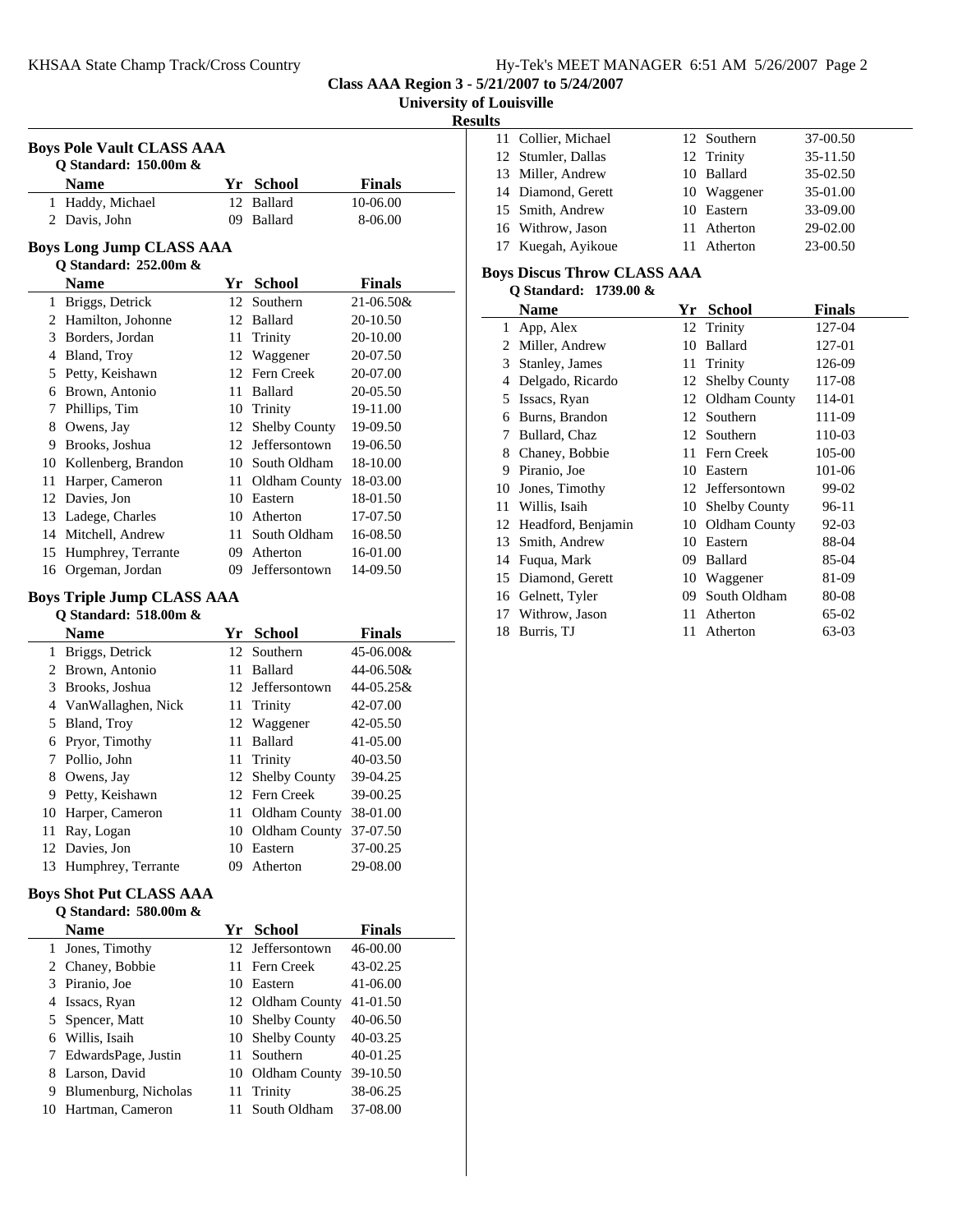**Results**

### Boys Pole Vault CLASS AAA

**Q Standard: 150.00m &**

| | Name | Yr | School | Finals |
|---|---|---|---|---|
| 1 | Haddy, Michael | 12 | Ballard | 10-06.00 |
| 2 | Davis, John | 09 | Ballard | 8-06.00 |

### Boys Long Jump CLASS AAA

**Q Standard: 252.00m &**

| | Name | Yr | School | Finals |
|---|---|---|---|---|
| 1 | Briggs, Detrick | 12 | Southern | 21-06.50& |
| 2 | Hamilton, Johonne | 12 | Ballard | 20-10.50 |
| 3 | Borders, Jordan | 11 | Trinity | 20-10.00 |
| 4 | Bland, Troy | 12 | Waggener | 20-07.50 |
| 5 | Petty, Keishawn | 12 | Fern Creek | 20-07.00 |
| 6 | Brown, Antonio | 11 | Ballard | 20-05.50 |
| 7 | Phillips, Tim | 10 | Trinity | 19-11.00 |
| 8 | Owens, Jay | 12 | Shelby County | 19-09.50 |
| 9 | Brooks, Joshua | 12 | Jeffersontown | 19-06.50 |
| 10 | Kollenberg, Brandon | 10 | South Oldham | 18-10.00 |
| 11 | Harper, Cameron | 11 | Oldham County | 18-03.00 |
| 12 | Davies, Jon | 10 | Eastern | 18-01.50 |
| 13 | Ladege, Charles | 10 | Atherton | 17-07.50 |
| 14 | Mitchell, Andrew | 11 | South Oldham | 16-08.50 |
| 15 | Humphrey, Terrante | 09 | Atherton | 16-01.00 |
| 16 | Orgeman, Jordan | 09 | Jeffersontown | 14-09.50 |

### Boys Triple Jump CLASS AAA

**Q Standard: 518.00m &**

| | Name | Yr | School | Finals |
|---|---|---|---|---|
| 1 | Briggs, Detrick | 12 | Southern | 45-06.00& |
| 2 | Brown, Antonio | 11 | Ballard | 44-06.50& |
| 3 | Brooks, Joshua | 12 | Jeffersontown | 44-05.25& |
| 4 | VanWallaghen, Nick | 11 | Trinity | 42-07.00 |
| 5 | Bland, Troy | 12 | Waggener | 42-05.50 |
| 6 | Pryor, Timothy | 11 | Ballard | 41-05.00 |
| 7 | Pollio, John | 11 | Trinity | 40-03.50 |
| 8 | Owens, Jay | 12 | Shelby County | 39-04.25 |
| 9 | Petty, Keishawn | 12 | Fern Creek | 39-00.25 |
| 10 | Harper, Cameron | 11 | Oldham County | 38-01.00 |
| 11 | Ray, Logan | 10 | Oldham County | 37-07.50 |
| 12 | Davies, Jon | 10 | Eastern | 37-00.25 |
| 13 | Humphrey, Terrante | 09 | Atherton | 29-08.00 |

### Boys Shot Put CLASS AAA

**Q Standard: 580.00m &**

| | Name | Yr | School | Finals |
|---|---|---|---|---|
| 1 | Jones, Timothy | 12 | Jeffersontown | 46-00.00 |
| 2 | Chaney, Bobbie | 11 | Fern Creek | 43-02.25 |
| 3 | Piranio, Joe | 10 | Eastern | 41-06.00 |
| 4 | Issacs, Ryan | 12 | Oldham County | 41-01.50 |
| 5 | Spencer, Matt | 10 | Shelby County | 40-06.50 |
| 6 | Willis, Isaih | 10 | Shelby County | 40-03.25 |
| 7 | EdwardsPage, Justin | 11 | Southern | 40-01.25 |
| 8 | Larson, David | 10 | Oldham County | 39-10.50 |
| 9 | Blumenburg, Nicholas | 11 | Trinity | 38-06.25 |
| 10 | Hartman, Cameron | 11 | South Oldham | 37-08.00 |
| 11 | Collier, Michael | 12 | Southern | 37-00.50 |
| 12 | Stumler, Dallas | 12 | Trinity | 35-11.50 |
| 13 | Miller, Andrew | 10 | Ballard | 35-02.50 |
| 14 | Diamond, Gerett | 10 | Waggener | 35-01.00 |
| 15 | Smith, Andrew | 10 | Eastern | 33-09.00 |
| 16 | Withrow, Jason | 11 | Atherton | 29-02.00 |
| 17 | Kuegah, Ayikoue | 11 | Atherton | 23-00.50 |

### Boys Discus Throw CLASS AAA

**Q Standard: 1739.00 &**

| | Name | Yr | School | Finals |
|---|---|---|---|---|
| 1 | App, Alex | 12 | Trinity | 127-04 |
| 2 | Miller, Andrew | 10 | Ballard | 127-01 |
| 3 | Stanley, James | 11 | Trinity | 126-09 |
| 4 | Delgado, Ricardo | 12 | Shelby County | 117-08 |
| 5 | Issacs, Ryan | 12 | Oldham County | 114-01 |
| 6 | Burns, Brandon | 12 | Southern | 111-09 |
| 7 | Bullard, Chaz | 12 | Southern | 110-03 |
| 8 | Chaney, Bobbie | 11 | Fern Creek | 105-00 |
| 9 | Piranio, Joe | 10 | Eastern | 101-06 |
| 10 | Jones, Timothy | 12 | Jeffersontown | 99-02 |
| 11 | Willis, Isaih | 10 | Shelby County | 96-11 |
| 12 | Headford, Benjamin | 10 | Oldham County | 92-03 |
| 13 | Smith, Andrew | 10 | Eastern | 88-04 |
| 14 | Fuqua, Mark | 09 | Ballard | 85-04 |
| 15 | Diamond, Gerett | 10 | Waggener | 81-09 |
| 16 | Gelnett, Tyler | 09 | South Oldham | 80-08 |
| 17 | Withrow, Jason | 11 | Atherton | 65-02 |
| 18 | Burris, TJ | 11 | Atherton | 63-03 |